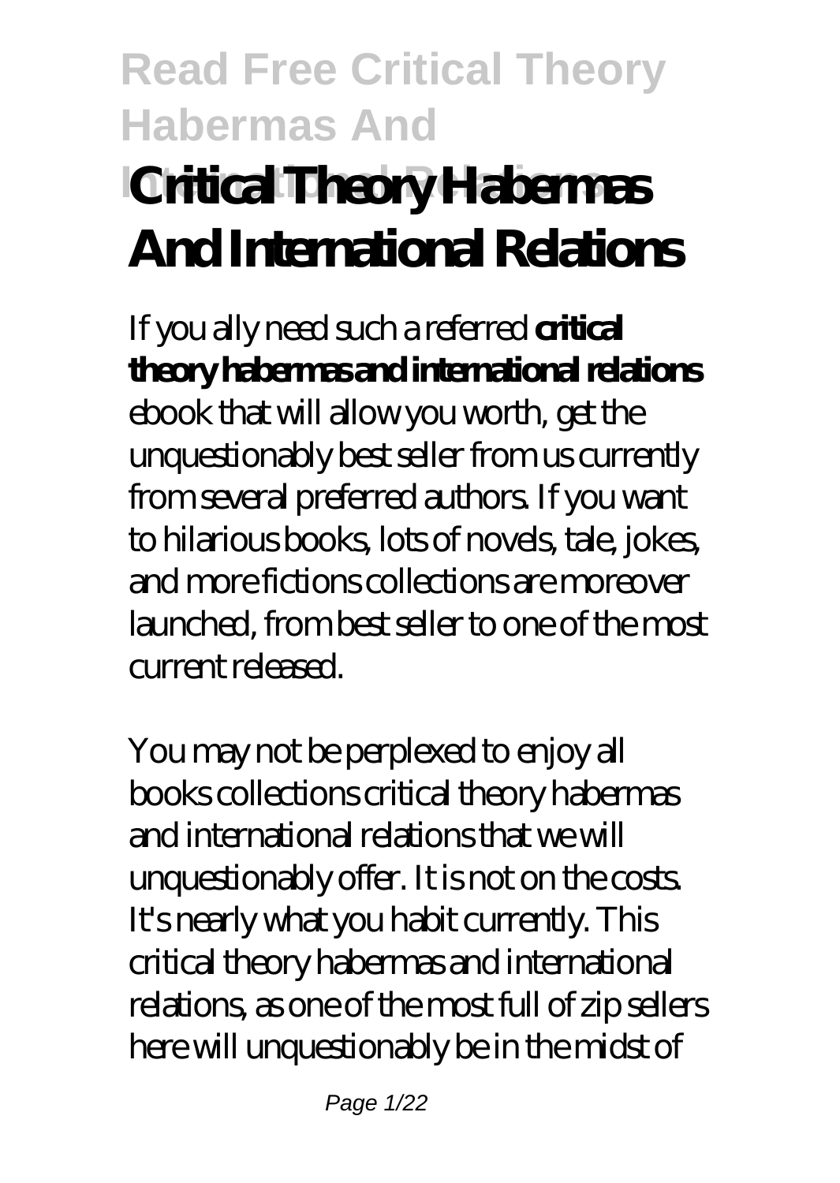# Read Free Critical Theory Habermas And International Relations

# Critical Theory Habermas And International Relations

If you ally need such a referred **critical theory habermas and international relations** ebook that will allow you worth, get the unquestionably best seller from us currently from several preferred authors. If you want to hilarious books, lots of novels, tale, jokes, and more fictions collections are moreover launched, from best seller to one of the most current released.

You may not be perplexed to enjoy all books collections critical theory habermas and international relations that we will unquestionably offer. It is not on the costs. It's nearly what you habit currently. This critical theory habermas and international relations, as one of the most full of zip sellers here will unquestionably be in the midst of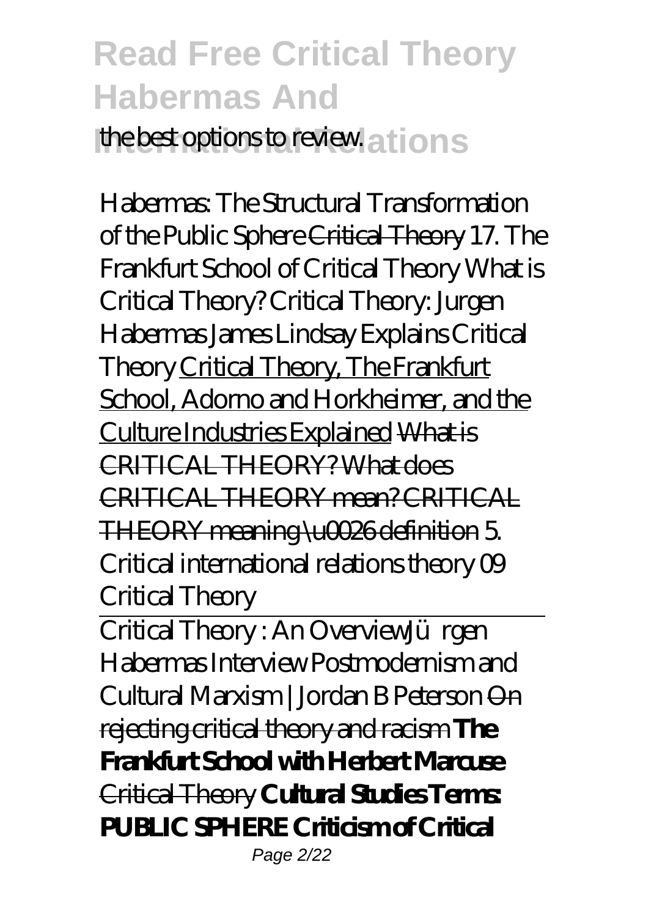the best options to review.

*Habermas: The Structural Transformation of the Public Sphere* ~~Critical Theory~~ *17. The Frankfurt School of Critical Theory What is Critical Theory? Critical Theory: Jurgen Habermas James Lindsay Explains Critical Theory* Critical Theory, The Frankfurt School, Adorno and Horkheimer, and the Culture Industries Explained ~~What is CRITICAL THEORY? What does CRITICAL THEORY mean? CRITICAL THEORY meaning \u0026 definition~~ *5. Critical international relations theory 09 Critical Theory*

Critical Theory : An Overview*Jürgen Habermas Interview Postmodernism and Cultural Marxism | Jordan B Peterson* ~~On rejecting critical theory and racism~~ **The Frankfurt School with Herbert Marcuse** ~~Critical Theory~~ **Cultural Studies Terms: PUBLIC SPHERE Criticism of Critical**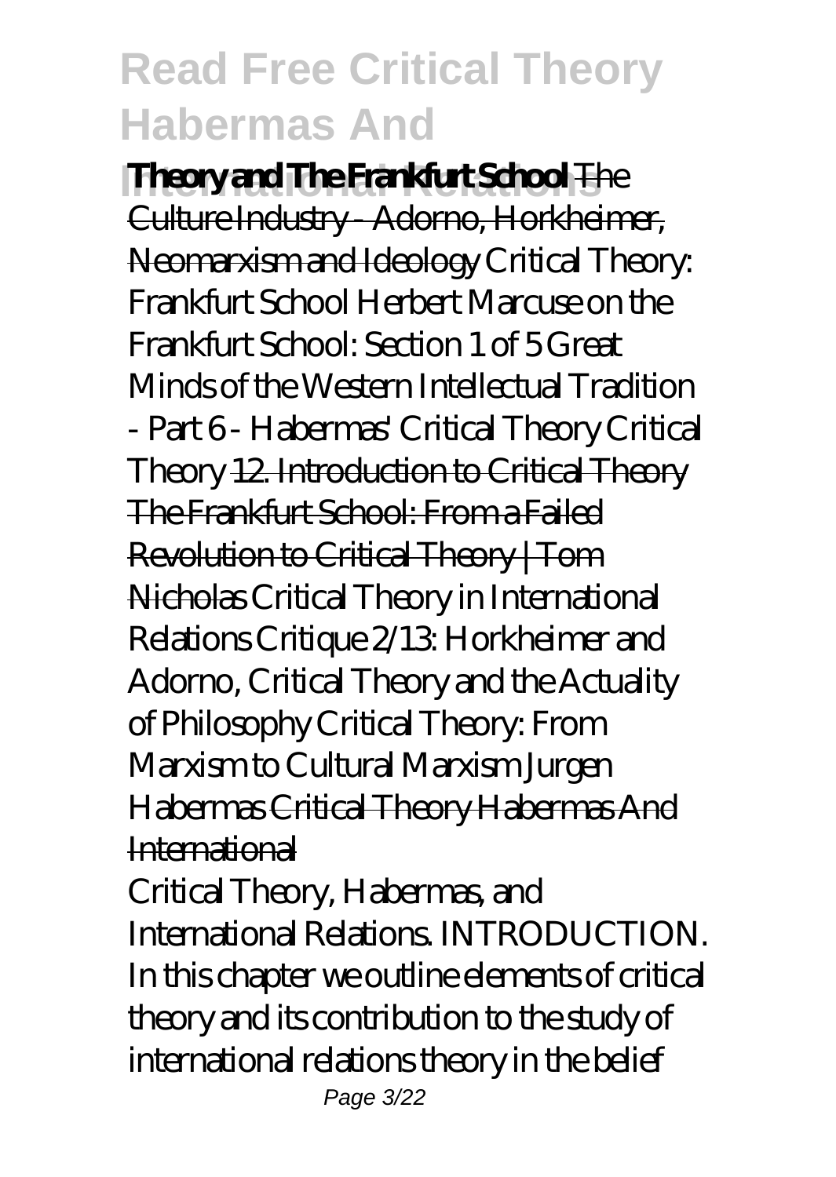**Theory and The Frankfurt School** ~~The Culture Industry - Adorno, Horkheimer, Neomarxism and Ideology~~ *Critical Theory: Frankfurt School Herbert Marcuse on the Frankfurt School: Section 1 of 5 Great Minds of the Western Intellectual Tradition - Part 6 - Habermas' Critical Theory Critical Theory* ~~12. Introduction to Critical Theory~~ ~~The Frankfurt School: From a Failed Revolution to Critical Theory | Tom Nicholas~~ *Critical Theory in International Relations Critique 2/13: Horkheimer and Adorno, Critical Theory and the Actuality of Philosophy Critical Theory: From Marxism to Cultural Marxism Jurgen Habermas* ~~Critical Theory Habermas And International~~

Critical Theory, Habermas, and International Relations. INTRODUCTION. In this chapter we outline elements of critical theory and its contribution to the study of international relations theory in the belief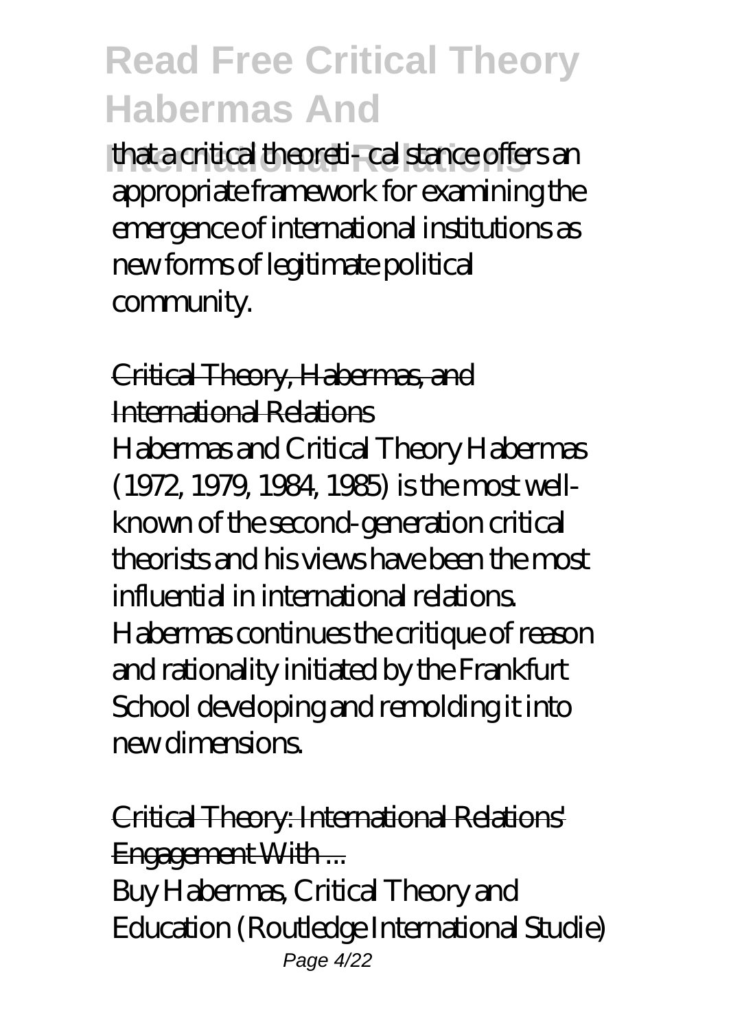that a critical theoreti- cal stance offers an appropriate framework for examining the emergence of international institutions as new forms of legitimate political community.

## Critical Theory, Habermas, and International Relations

Habermas and Critical Theory Habermas (1972, 1979, 1984, 1985) is the most well-known of the second-generation critical theorists and his views have been the most influential in international relations. Habermas continues the critique of reason and rationality initiated by the Frankfurt School developing and remolding it into new dimensions.

## Critical Theory: International Relations' Engagement With ...

Buy Habermas, Critical Theory and Education (Routledge International Studie)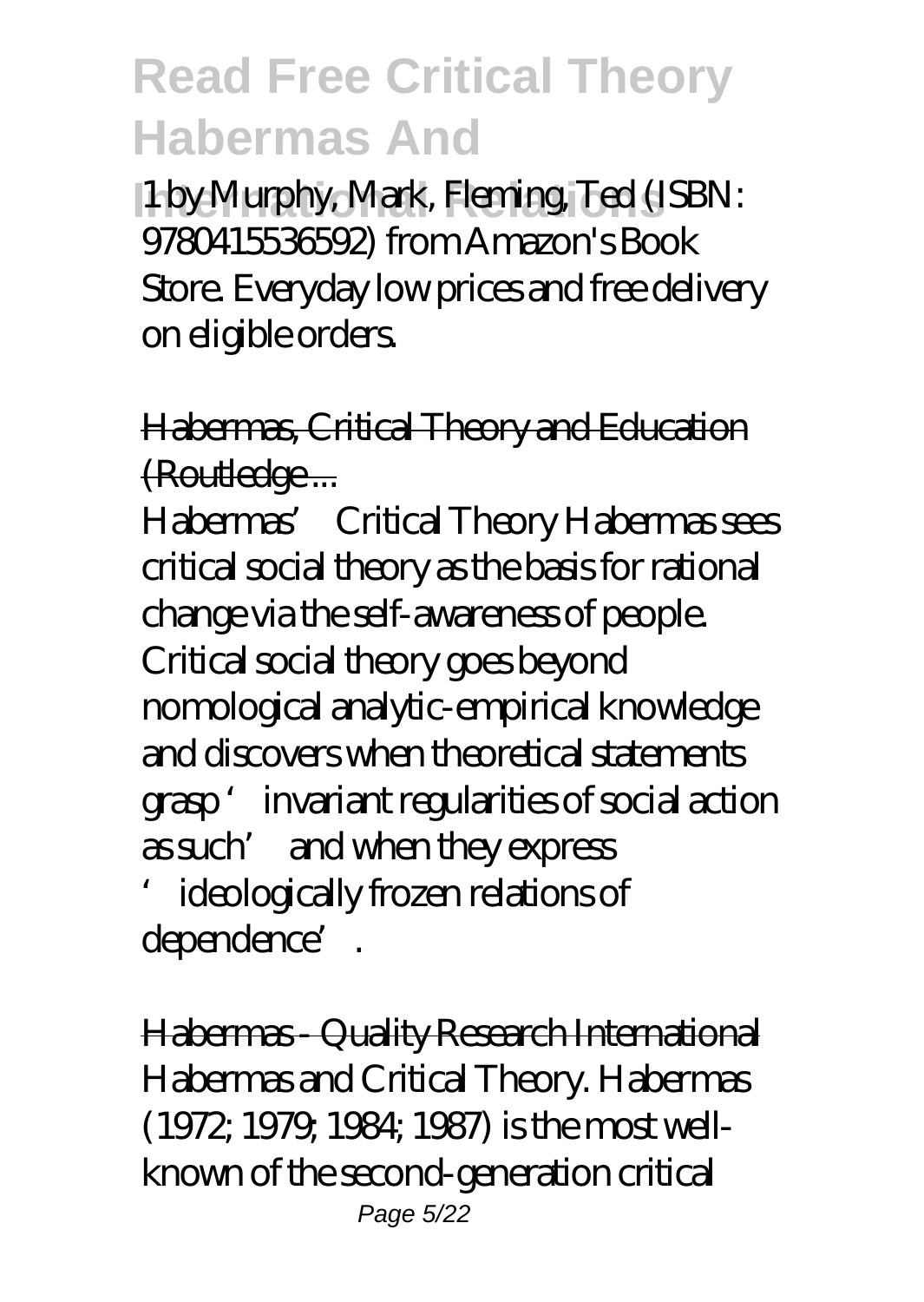1 by Murphy, Mark, Fleming, Ted (ISBN: 9780415536592) from Amazon's Book Store. Everyday low prices and free delivery on eligible orders.

Habermas, Critical Theory and Education (Routledge ...

Habermas' Critical Theory Habermas sees critical social theory as the basis for rational change via the self-awareness of people. Critical social theory goes beyond nomological analytic-empirical knowledge and discovers when theoretical statements grasp 'invariant regularities of social action as such' and when they express 'ideologically frozen relations of dependence'.

Habermas - Quality Research International

Habermas and Critical Theory. Habermas (1972; 1979; 1984; 1987) is the most well-known of the second-generation critical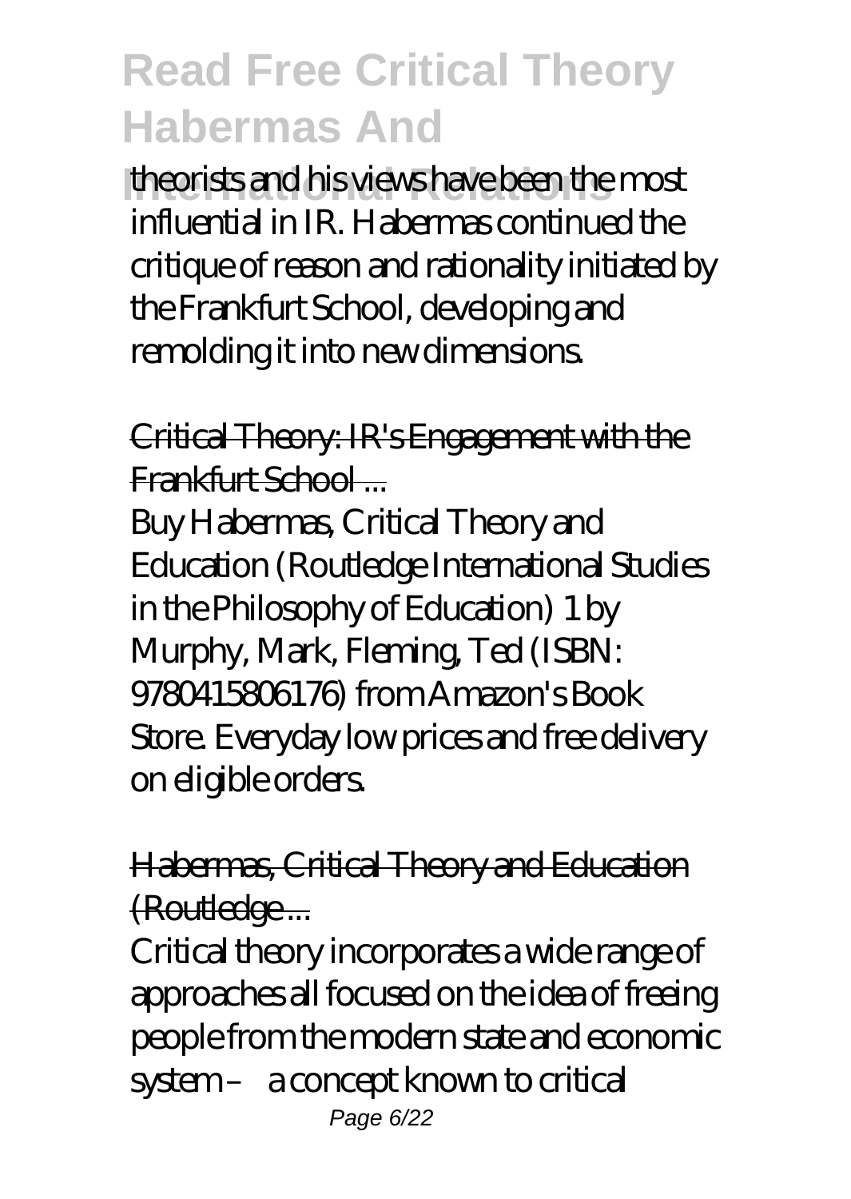theorists and his views have been the most influential in IR. Habermas continued the critique of reason and rationality initiated by the Frankfurt School, developing and remolding it into new dimensions.

Critical Theory: IR's Engagement with the Frankfurt School ...

Buy Habermas, Critical Theory and Education (Routledge International Studies in the Philosophy of Education) 1 by Murphy, Mark, Fleming, Ted (ISBN: 9780415806176) from Amazon's Book Store. Everyday low prices and free delivery on eligible orders.

Habermas, Critical Theory and Education (Routledge ...

Critical theory incorporates a wide range of approaches all focused on the idea of freeing people from the modern state and economic system – a concept known to critical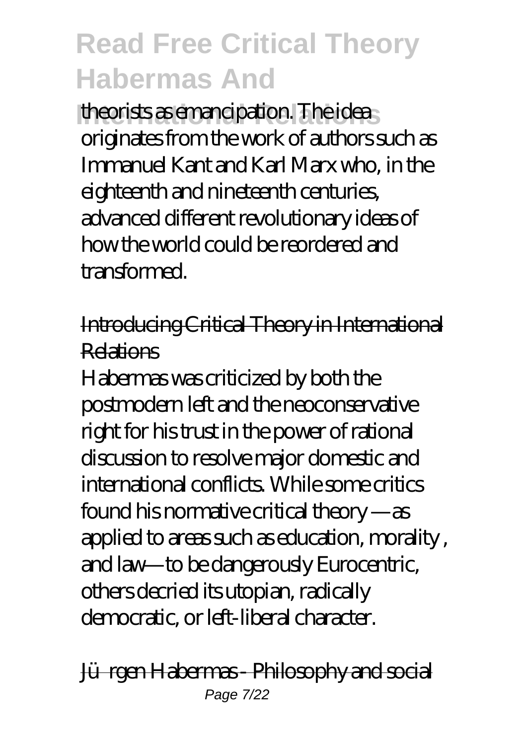theorists as emancipation. The idea originates from the work of authors such as Immanuel Kant and Karl Marx who, in the eighteenth and nineteenth centuries, advanced different revolutionary ideas of how the world could be reordered and transformed.

Introducing Critical Theory in International Relations

Habermas was criticized by both the postmodern left and the neoconservative right for his trust in the power of rational discussion to resolve major domestic and international conflicts. While some critics found his normative critical theory —as applied to areas such as education, morality , and law—to be dangerously Eurocentric, others decried its utopian, radically democratic, or left-liberal character.

Jürgen Habermas - Philosophy and social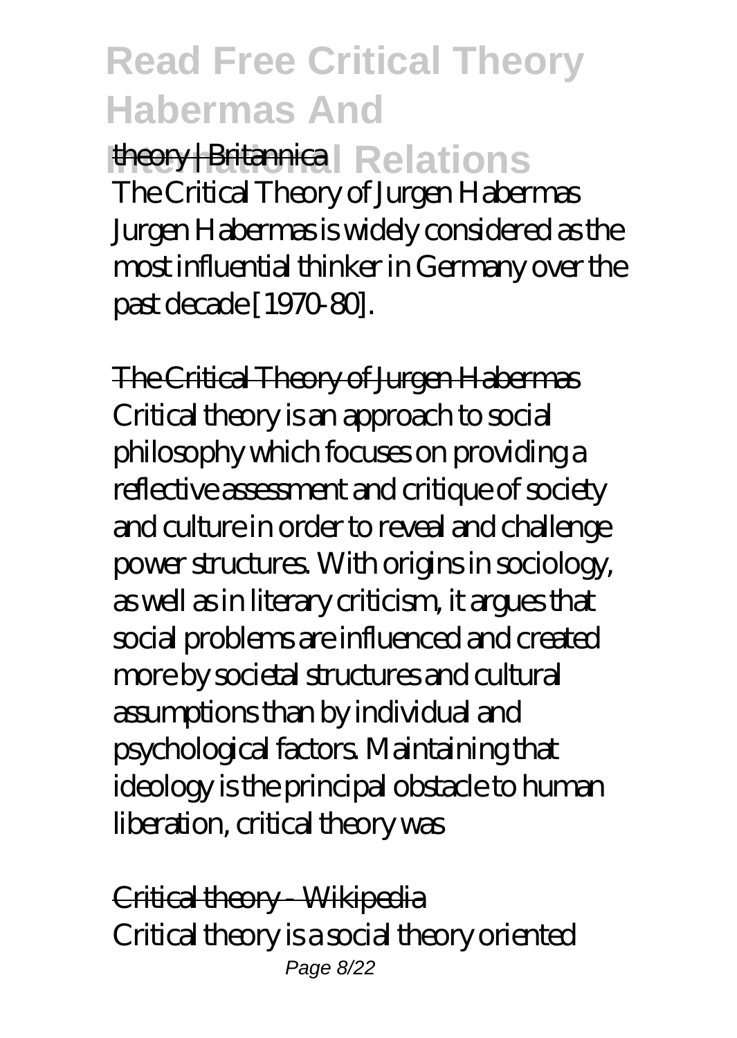theory | Britannica

The Critical Theory of Jurgen Habermas Jurgen Habermas is widely considered as the most influential thinker in Germany over the past decade [1970-80].

The Critical Theory of Jurgen Habermas

Critical theory is an approach to social philosophy which focuses on providing a reflective assessment and critique of society and culture in order to reveal and challenge power structures. With origins in sociology, as well as in literary criticism, it argues that social problems are influenced and created more by societal structures and cultural assumptions than by individual and psychological factors. Maintaining that ideology is the principal obstacle to human liberation, critical theory was

Critical theory - Wikipedia

Critical theory is a social theory oriented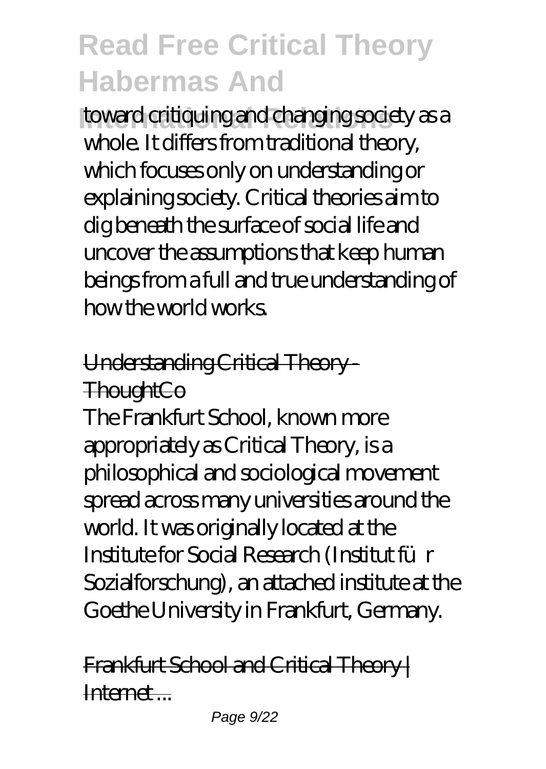toward critiquing and changing society as a whole. It differs from traditional theory, which focuses only on understanding or explaining society. Critical theories aim to dig beneath the surface of social life and uncover the assumptions that keep human beings from a full and true understanding of how the world works.

Understanding Critical Theory - ThoughtCo

The Frankfurt School, known more appropriately as Critical Theory, is a philosophical and sociological movement spread across many universities around the world. It was originally located at the Institute for Social Research (Institut für Sozialforschung), an attached institute at the Goethe University in Frankfurt, Germany.

Frankfurt School and Critical Theory | Internet ...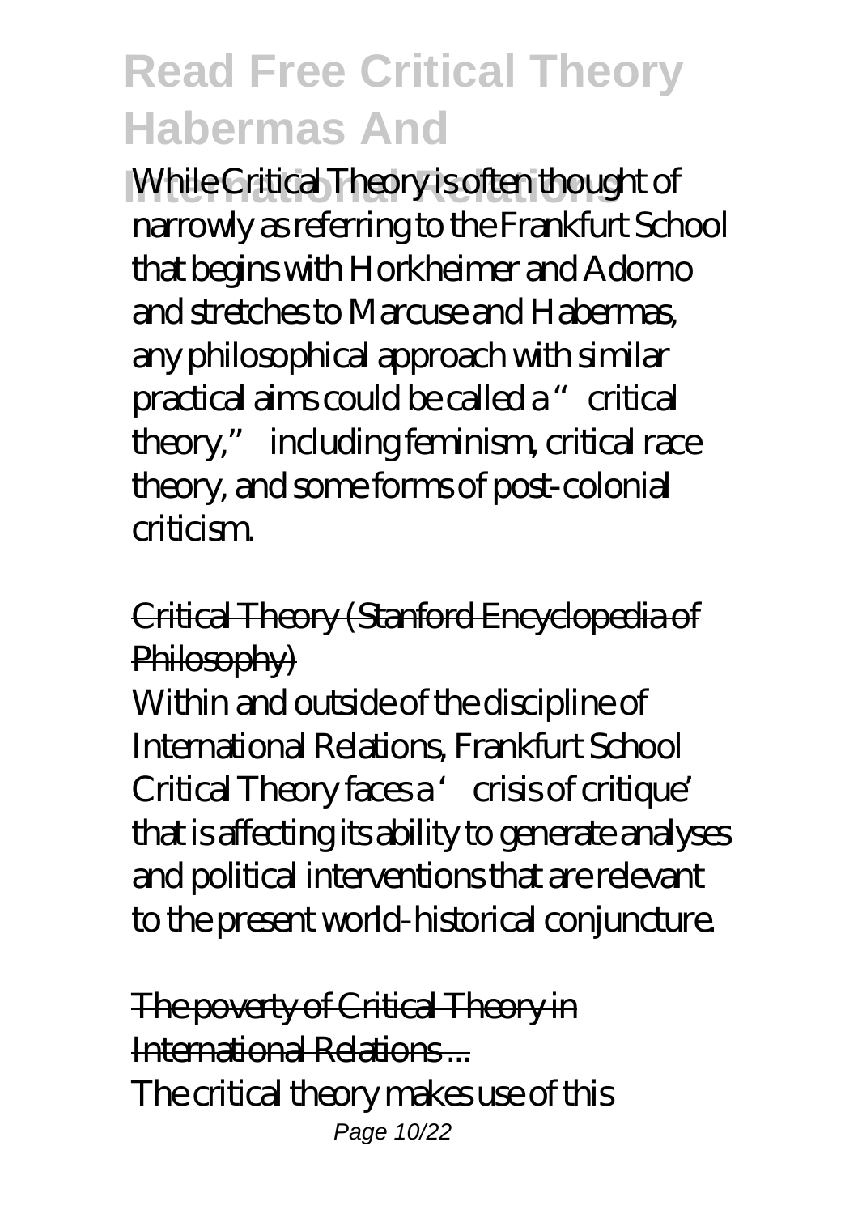While Critical Theory is often thought of narrowly as referring to the Frankfurt School that begins with Horkheimer and Adorno and stretches to Marcuse and Habermas, any philosophical approach with similar practical aims could be called a "critical theory," including feminism, critical race theory, and some forms of post-colonial criticism.

Critical Theory (Stanford Encyclopedia of Philosophy)

Within and outside of the discipline of International Relations, Frankfurt School Critical Theory faces a 'crisis of critique' that is affecting its ability to generate analyses and political interventions that are relevant to the present world-historical conjuncture.

The poverty of Critical Theory in International Relations ...

The critical theory makes use of this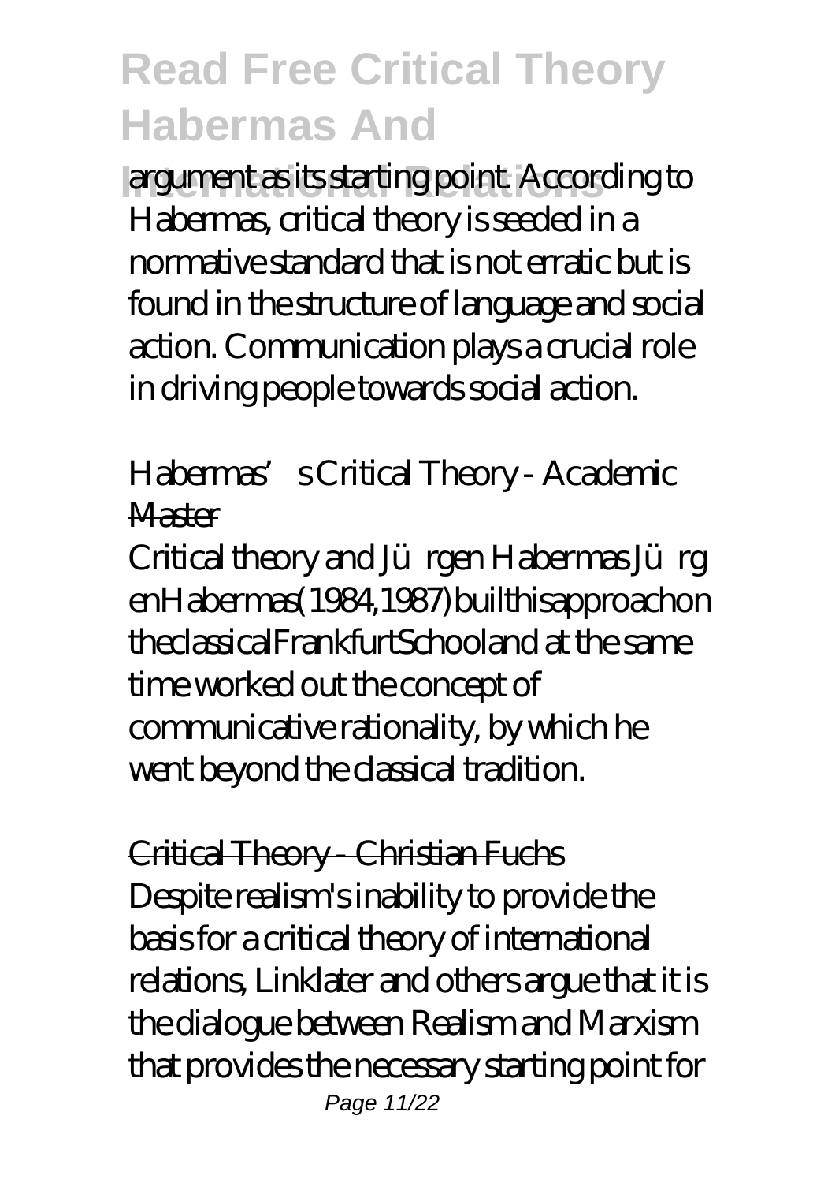argument as its starting point. According to Habermas, critical theory is seeded in a normative standard that is not erratic but is found in the structure of language and social action. Communication plays a crucial role in driving people towards social action.

Habermas's Critical Theory - Academic Master

Critical theory and Jürgen Habermas Jürg enHabermas(1984,1987)builthisapproachon theclassicalFrankfurtSchooland at the same time worked out the concept of communicative rationality, by which he went beyond the classical tradition.

Critical Theory - Christian Fuchs

Despite realism's inability to provide the basis for a critical theory of international relations, Linklater and others argue that it is the dialogue between Realism and Marxism that provides the necessary starting point for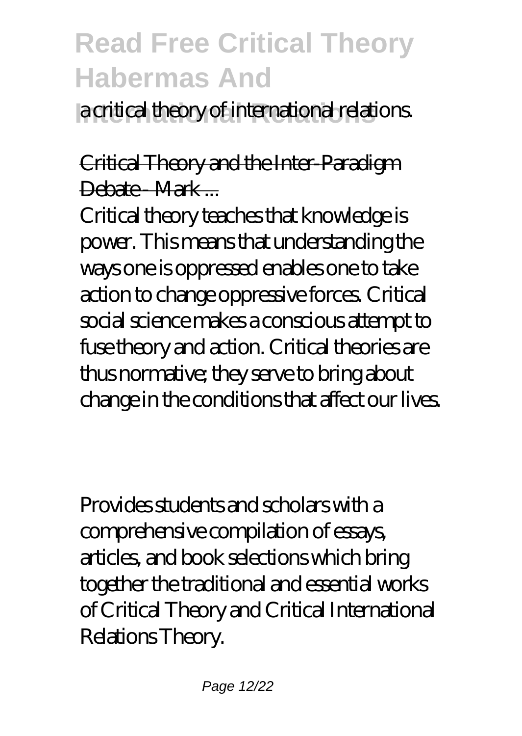a critical theory of international relations.

Critical Theory and the Inter-Paradigm Debate - Mark ...

Critical theory teaches that knowledge is power. This means that understanding the ways one is oppressed enables one to take action to change oppressive forces. Critical social science makes a conscious attempt to fuse theory and action. Critical theories are thus normative; they serve to bring about change in the conditions that affect our lives.

Provides students and scholars with a comprehensive compilation of essays, articles, and book selections which bring together the traditional and essential works of Critical Theory and Critical International Relations Theory.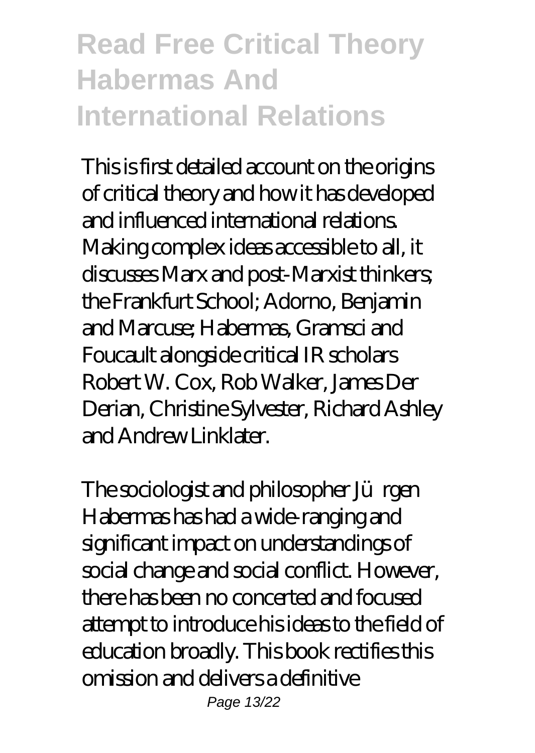This is first detailed account on the origins of critical theory and how it has developed and influenced international relations. Making complex ideas accessible to all, it discusses Marx and post-Marxist thinkers; the Frankfurt School; Adorno, Benjamin and Marcuse; Habermas, Gramsci and Foucault alongside critical IR scholars Robert W. Cox, Rob Walker, James Der Derian, Christine Sylvester, Richard Ashley and Andrew Linklater.

The sociologist and philosopher Jürgen Habermas has had a wide-ranging and significant impact on understandings of social change and social conflict. However, there has been no concerted and focused attempt to introduce his ideas to the field of education broadly. This book rectifies this omission and delivers a definitive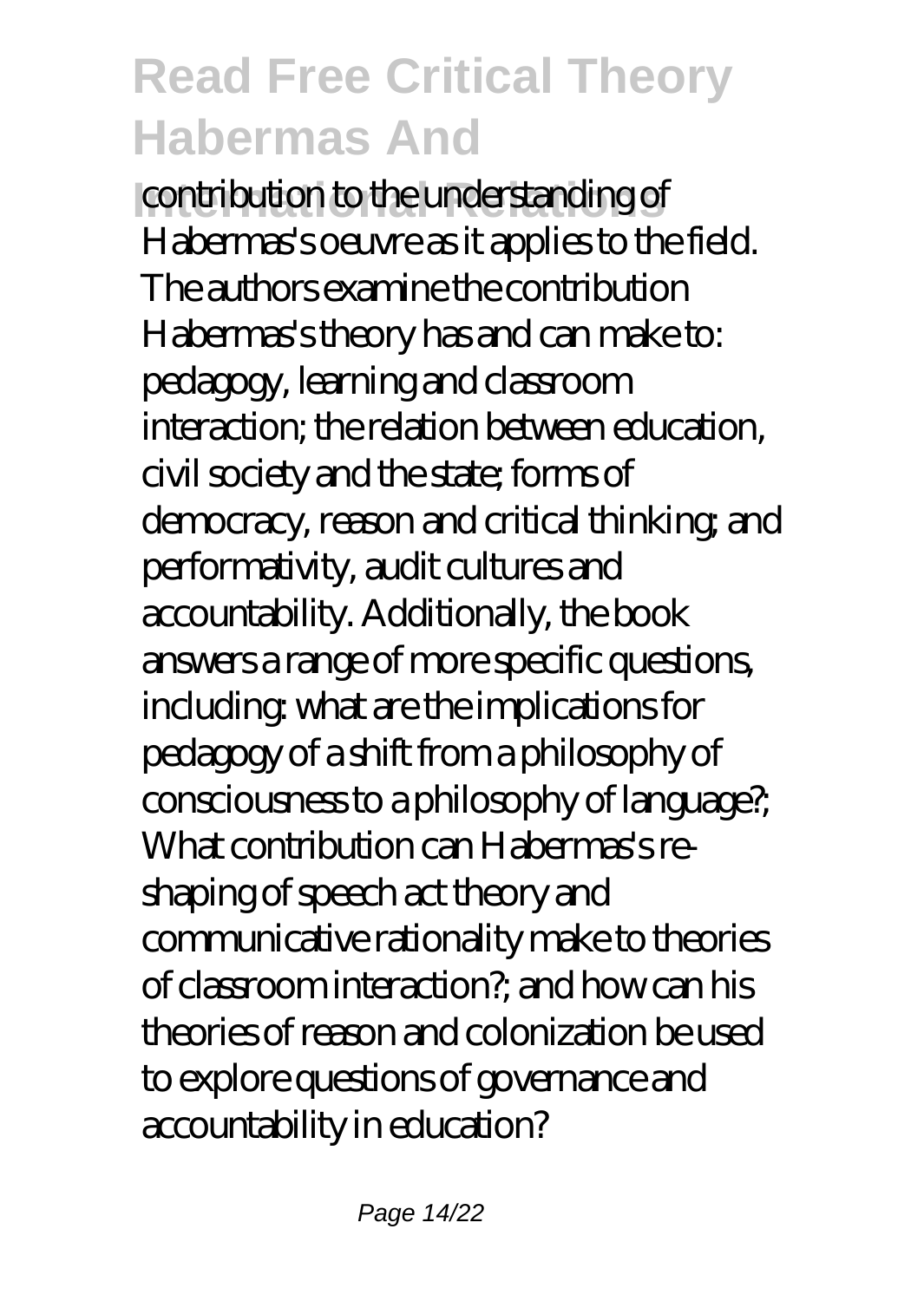contribution to the understanding of Habermas's oeuvre as it applies to the field. The authors examine the contribution Habermas's theory has and can make to: pedagogy, learning and classroom interaction; the relation between education, civil society and the state; forms of democracy, reason and critical thinking; and performativity, audit cultures and accountability. Additionally, the book answers a range of more specific questions, including: what are the implications for pedagogy of a shift from a philosophy of consciousness to a philosophy of language?; What contribution can Habermas's re-shaping of speech act theory and communicative rationality make to theories of classroom interaction?; and how can his theories of reason and colonization be used to explore questions of governance and accountability in education?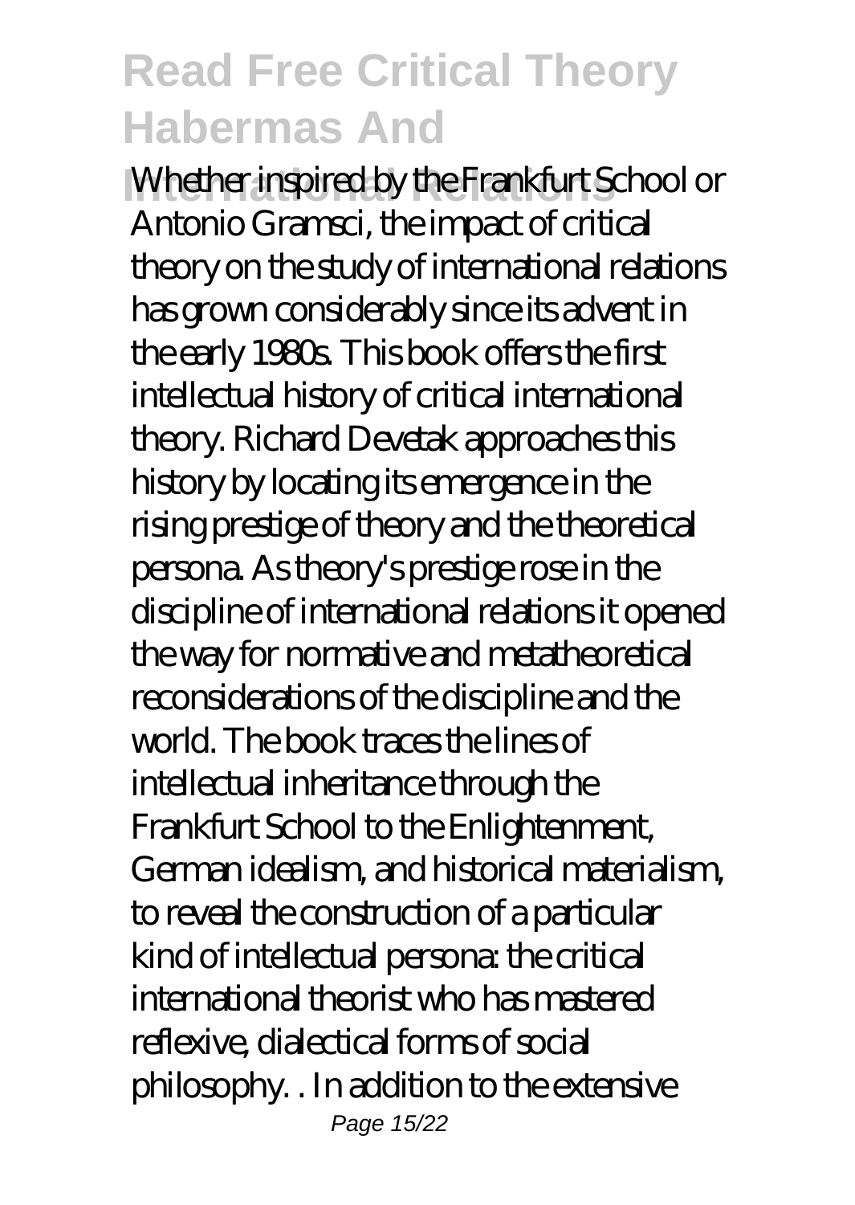Whether inspired by the Frankfurt School or Antonio Gramsci, the impact of critical theory on the study of international relations has grown considerably since its advent in the early 1980s. This book offers the first intellectual history of critical international theory. Richard Devetak approaches this history by locating its emergence in the rising prestige of theory and the theoretical persona. As theory's prestige rose in the discipline of international relations it opened the way for normative and metatheoretical reconsiderations of the discipline and the world. The book traces the lines of intellectual inheritance through the Frankfurt School to the Enlightenment, German idealism, and historical materialism, to reveal the construction of a particular kind of intellectual persona: the critical international theorist who has mastered reflexive, dialectical forms of social philosophy. . In addition to the extensive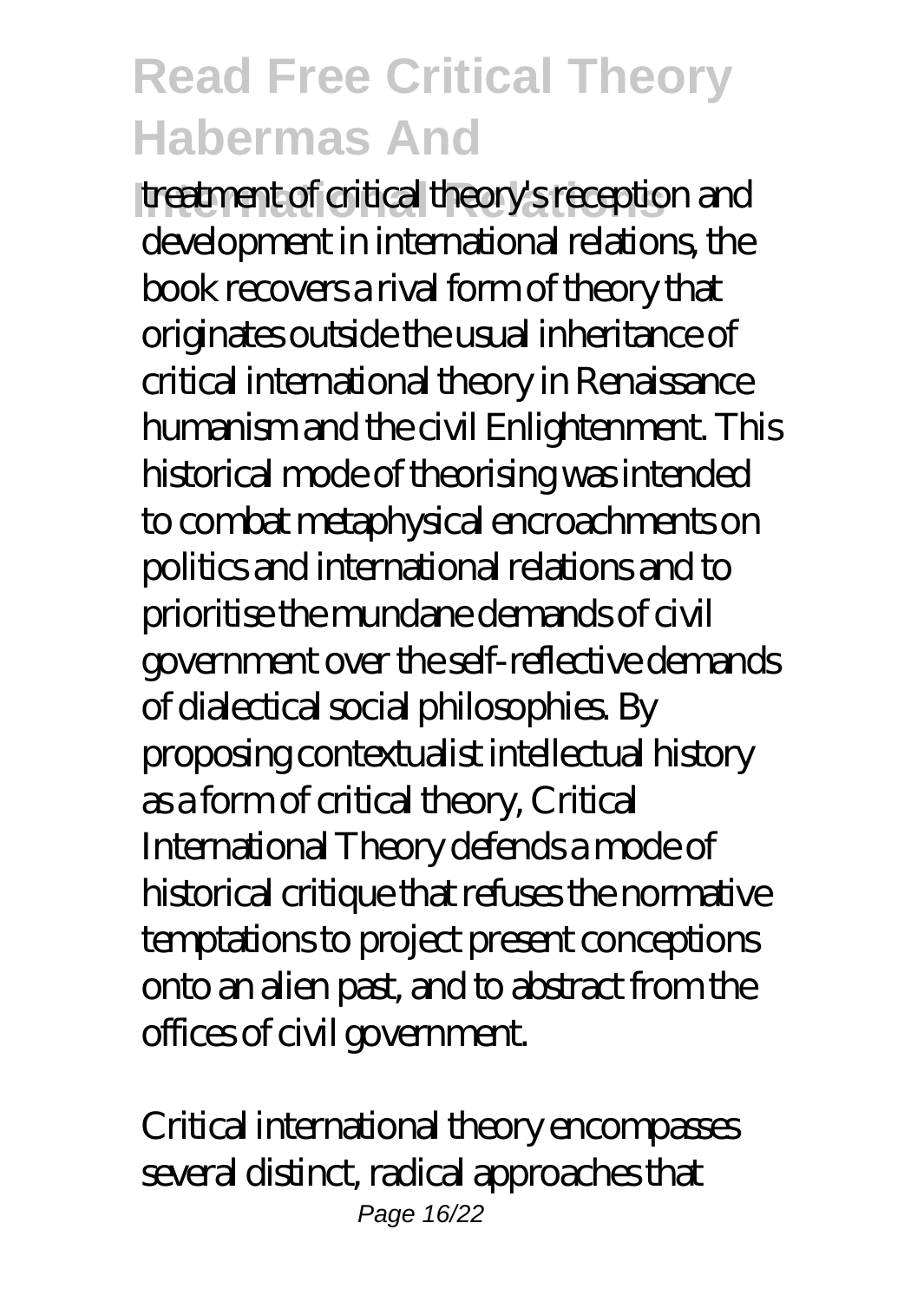treatment of critical theory's reception and development in international relations, the book recovers a rival form of theory that originates outside the usual inheritance of critical international theory in Renaissance humanism and the civil Enlightenment. This historical mode of theorising was intended to combat metaphysical encroachments on politics and international relations and to prioritise the mundane demands of civil government over the self-reflective demands of dialectical social philosophies. By proposing contextualist intellectual history as a form of critical theory, Critical International Theory defends a mode of historical critique that refuses the normative temptations to project present conceptions onto an alien past, and to abstract from the offices of civil government.

Critical international theory encompasses several distinct, radical approaches that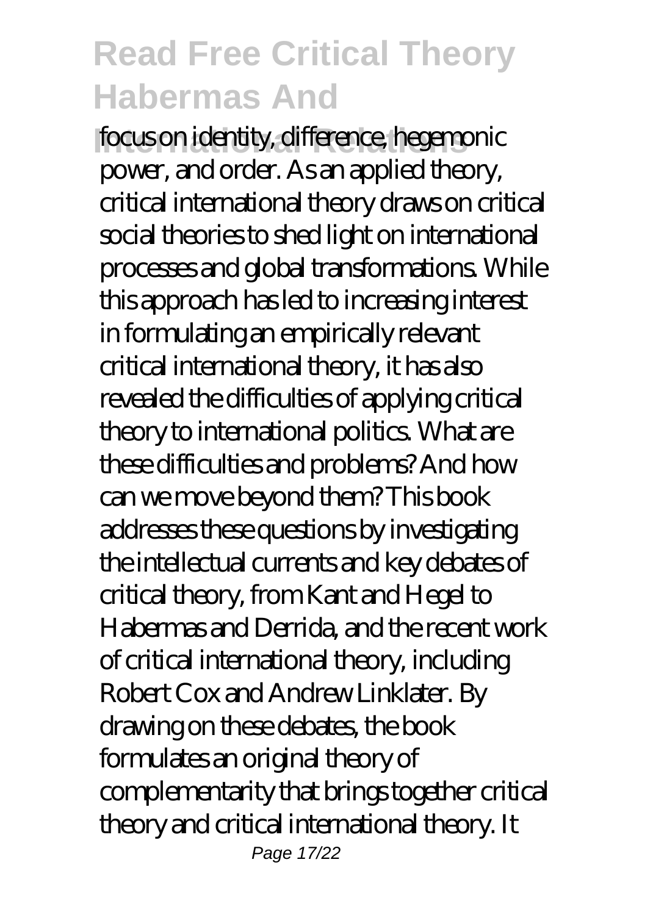focus on identity, difference, hegemonic power, and order. As an applied theory, critical international theory draws on critical social theories to shed light on international processes and global transformations. While this approach has led to increasing interest in formulating an empirically relevant critical international theory, it has also revealed the difficulties of applying critical theory to international politics. What are these difficulties and problems? And how can we move beyond them? This book addresses these questions by investigating the intellectual currents and key debates of critical theory, from Kant and Hegel to Habermas and Derrida, and the recent work of critical international theory, including Robert Cox and Andrew Linklater. By drawing on these debates, the book formulates an original theory of complementarity that brings together critical theory and critical international theory. It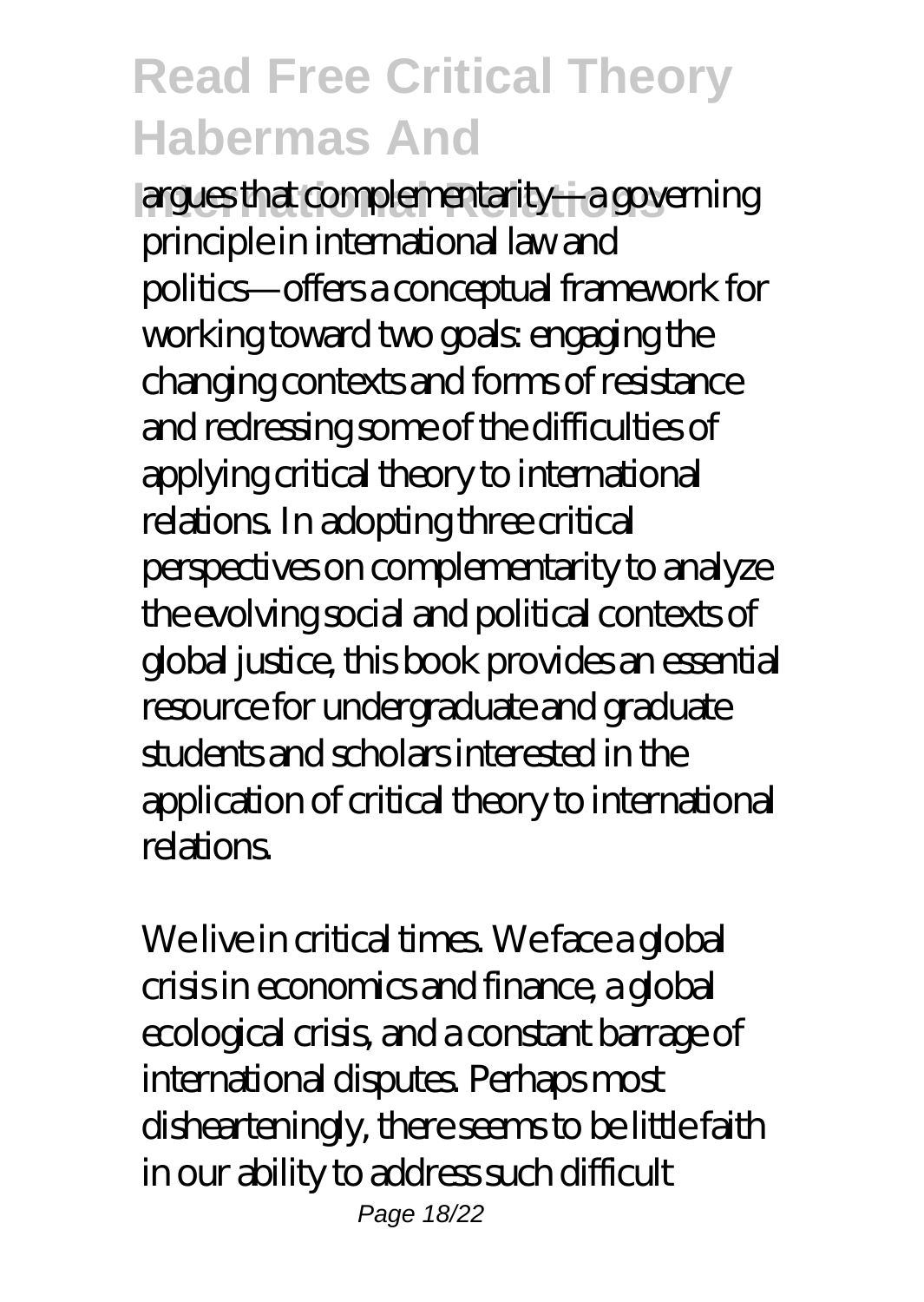argues that complementarity—a governing principle in international law and politics—offers a conceptual framework for working toward two goals: engaging the changing contexts and forms of resistance and redressing some of the difficulties of applying critical theory to international relations. In adopting three critical perspectives on complementarity to analyze the evolving social and political contexts of global justice, this book provides an essential resource for undergraduate and graduate students and scholars interested in the application of critical theory to international relations.

We live in critical times. We face a global crisis in economics and finance, a global ecological crisis, and a constant barrage of international disputes. Perhaps most dishearteningly, there seems to be little faith in our ability to address such difficult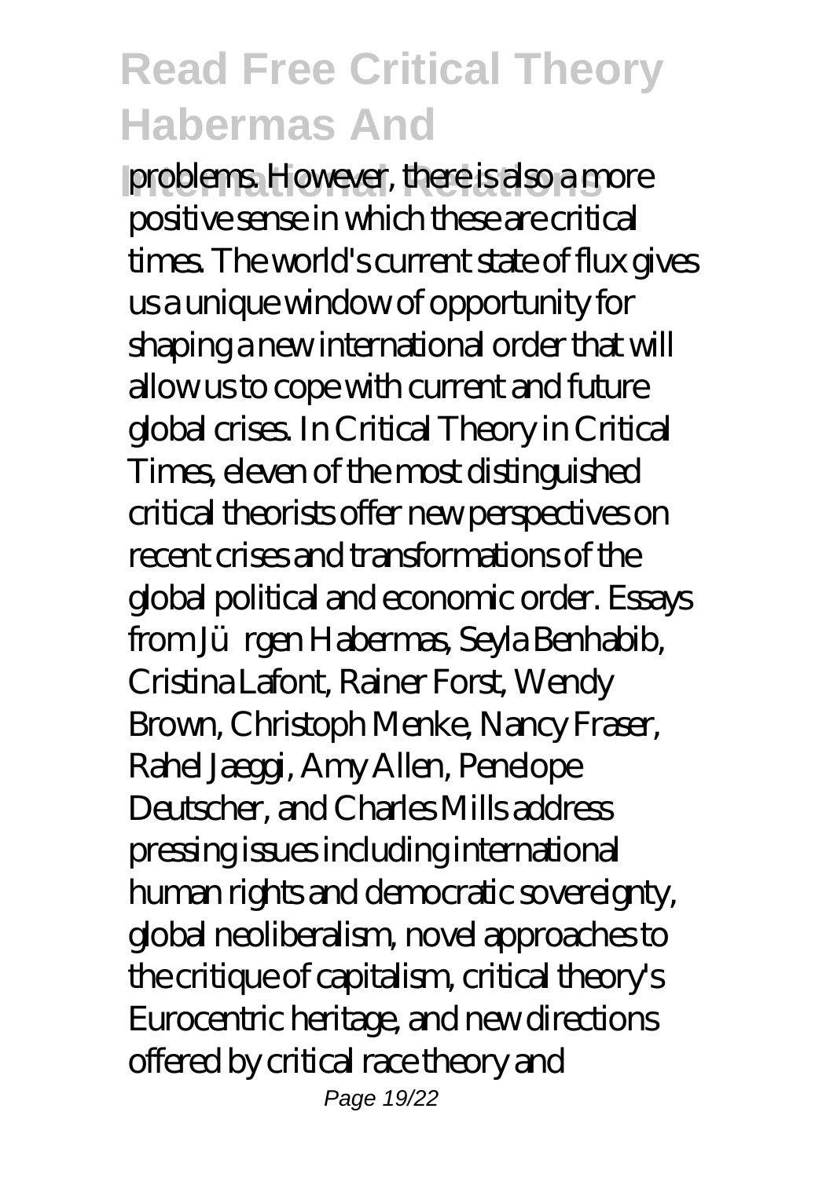problems. However, there is also a more positive sense in which these are critical times. The world's current state of flux gives us a unique window of opportunity for shaping a new international order that will allow us to cope with current and future global crises. In Critical Theory in Critical Times, eleven of the most distinguished critical theorists offer new perspectives on recent crises and transformations of the global political and economic order. Essays from Jürgen Habermas, Seyla Benhabib, Cristina Lafont, Rainer Forst, Wendy Brown, Christoph Menke, Nancy Fraser, Rahel Jaeggi, Amy Allen, Penelope Deutscher, and Charles Mills address pressing issues including international human rights and democratic sovereignty, global neoliberalism, novel approaches to the critique of capitalism, critical theory's Eurocentric heritage, and new directions offered by critical race theory and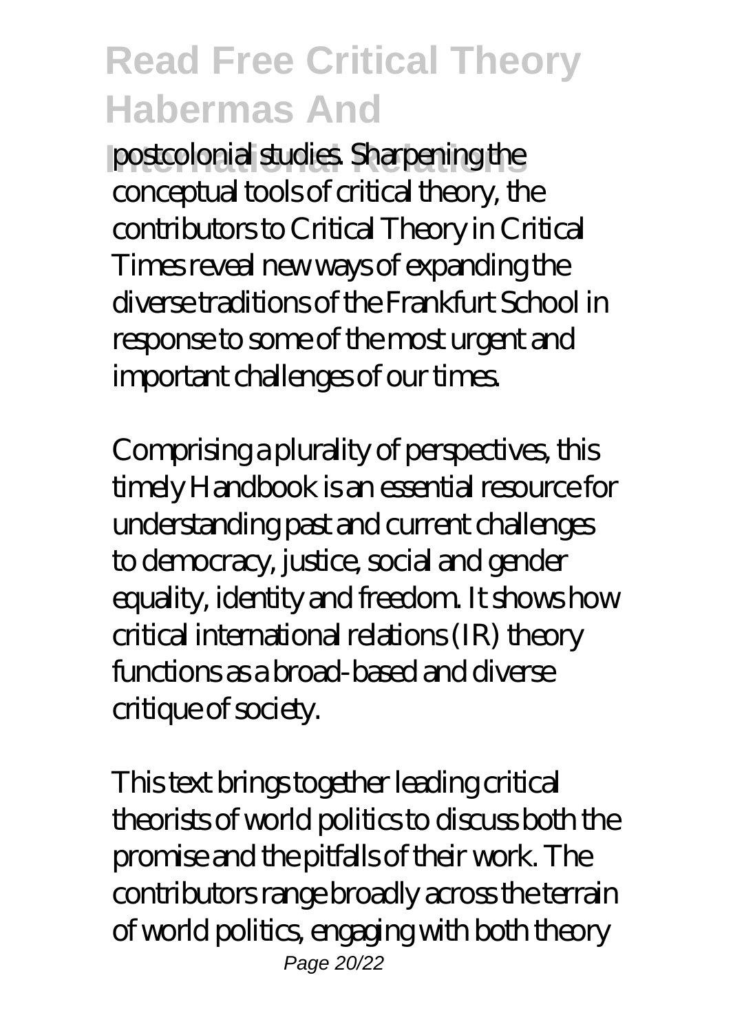postcolonial studies. Sharpening the conceptual tools of critical theory, the contributors to Critical Theory in Critical Times reveal new ways of expanding the diverse traditions of the Frankfurt School in response to some of the most urgent and important challenges of our times.

Comprising a plurality of perspectives, this timely Handbook is an essential resource for understanding past and current challenges to democracy, justice, social and gender equality, identity and freedom. It shows how critical international relations (IR) theory functions as a broad-based and diverse critique of society.

This text brings together leading critical theorists of world politics to discuss both the promise and the pitfalls of their work. The contributors range broadly across the terrain of world politics, engaging with both theory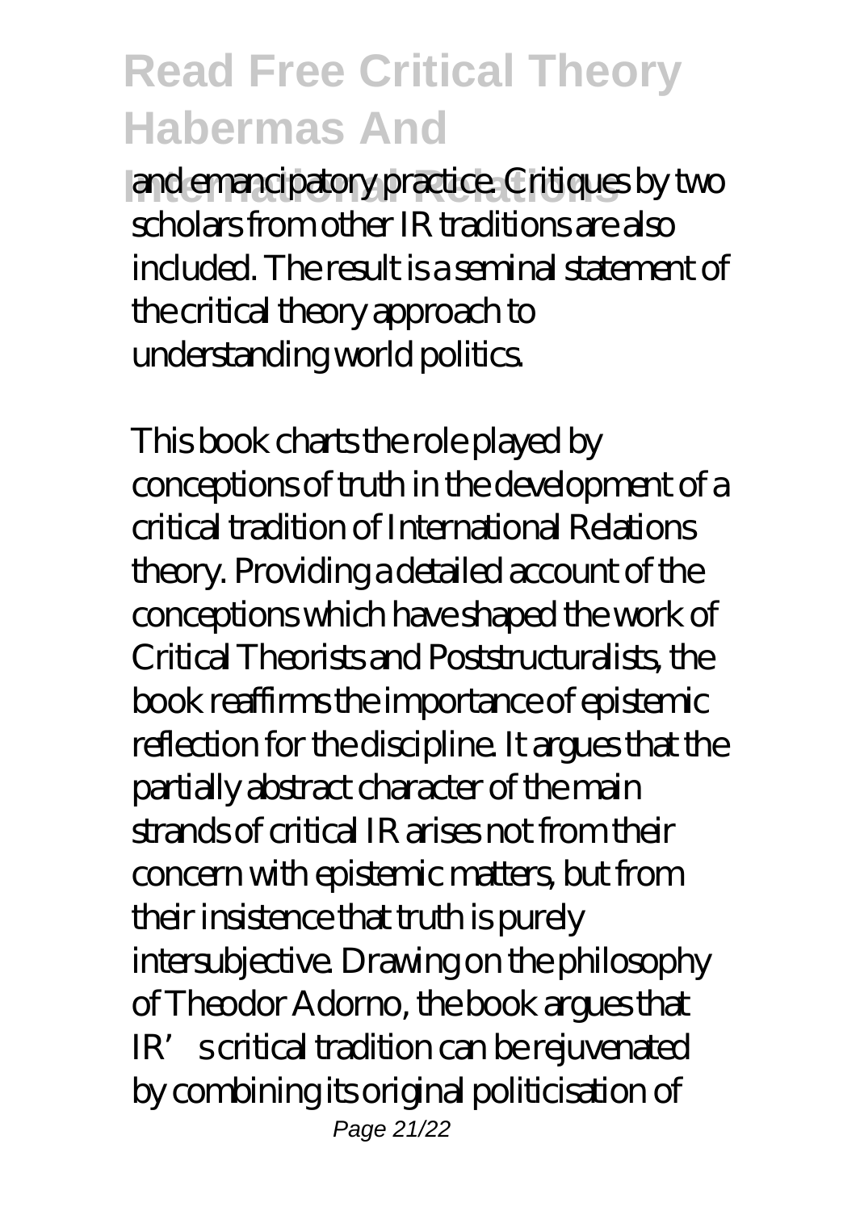and emancipatory practice. Critiques by two scholars from other IR traditions are also included. The result is a seminal statement of the critical theory approach to understanding world politics.

This book charts the role played by conceptions of truth in the development of a critical tradition of International Relations theory. Providing a detailed account of the conceptions which have shaped the work of Critical Theorists and Poststructuralists, the book reaffirms the importance of epistemic reflection for the discipline. It argues that the partially abstract character of the main strands of critical IR arises not from their concern with epistemic matters, but from their insistence that truth is purely intersubjective. Drawing on the philosophy of Theodor Adorno, the book argues that IR's critical tradition can be rejuvenated by combining its original politicisation of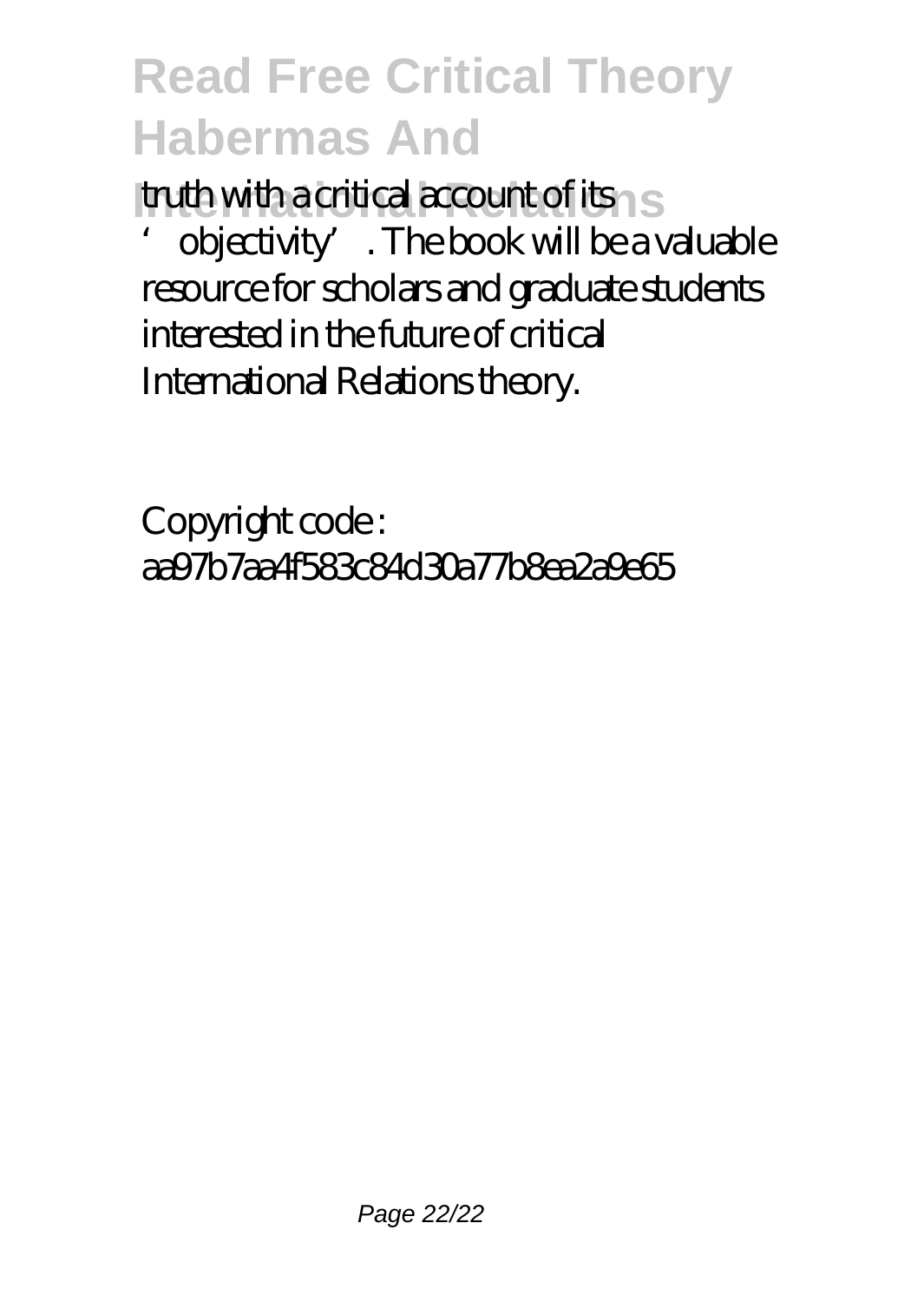truth with a critical account of its 'objectivity'. The book will be a valuable resource for scholars and graduate students interested in the future of critical International Relations theory.

Copyright code : aa97b7aa4f583c84d30a77b8ea2a9e65